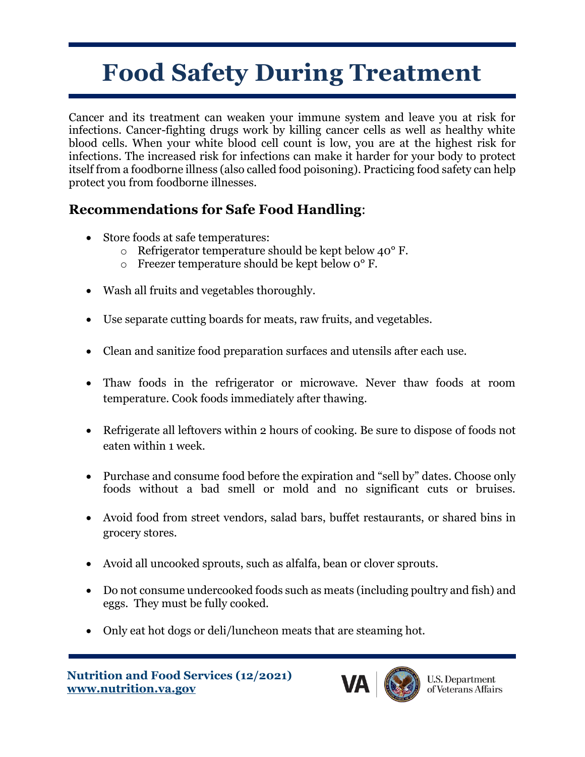# Food Safety During Treatment

Cancer and its treatment can weaken your immune system and leave you at risk for infections. Cancer-fighting drugs work by killing cancer cells as well as healthy white blood cells. When your white blood cell count is low, you are at the highest risk for infections. The increased risk for infections can make it harder for your body to protect itself from a foodborne illness (also called food poisoning). Practicing food safety can help protect you from foodborne illnesses.

## **Recommendations for Safe Food Handling**:

- Store foods at safe temperatures:
  - Refrigerator temperature should be kept below 40° F.
  - Freezer temperature should be kept below 0° F.
- Wash all fruits and vegetables thoroughly.
- Use separate cutting boards for meats, raw fruits, and vegetables.
- Clean and sanitize food preparation surfaces and utensils after each use.
- Thaw foods in the refrigerator or microwave. Never thaw foods at room temperature. Cook foods immediately after thawing.
- Refrigerate all leftovers within 2 hours of cooking. Be sure to dispose of foods not eaten within 1 week.
- Purchase and consume food before the expiration and "sell by" dates. Choose only foods without a bad smell or mold and no significant cuts or bruises.
- Avoid food from street vendors, salad bars, buffet restaurants, or shared bins in grocery stores.
- Avoid all uncooked sprouts, such as alfalfa, bean or clover sprouts.
- Do not consume undercooked foods such as meats (including poultry and fish) and eggs. They must be fully cooked.
- Only eat hot dogs or deli/luncheon meats that are steaming hot.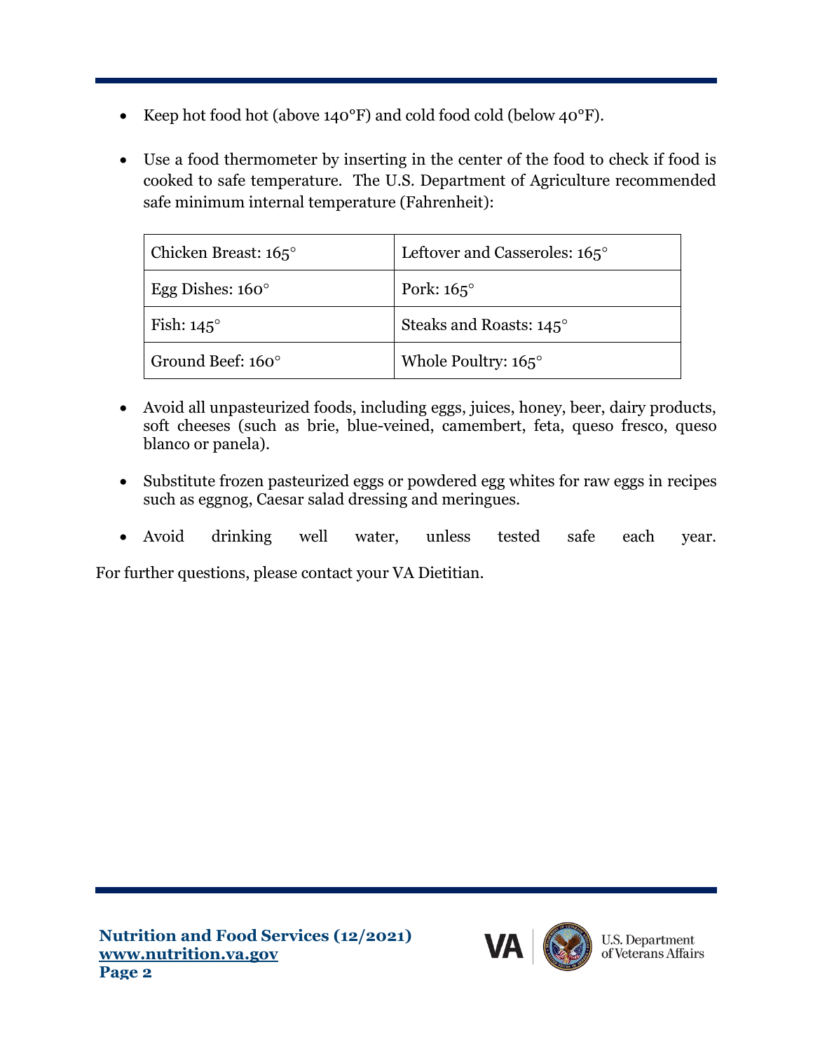- Keep hot food hot (above 140°F) and cold food cold (below 40°F).
- Use a food thermometer by inserting in the center of the food to check if food is cooked to safe temperature. The U.S. Department of Agriculture recommended safe minimum internal temperature (Fahrenheit):

| | |
|---|---|
| Chicken Breast: 165° | Leftover and Casseroles: 165° |
| Egg Dishes: 160° | Pork: 165° |
| Fish: 145° | Steaks and Roasts: 145° |
| Ground Beef: 160° | Whole Poultry: 165° |

- Avoid all unpasteurized foods, including eggs, juices, honey, beer, dairy products, soft cheeses (such as brie, blue-veined, camembert, feta, queso fresco, queso blanco or panela).
- Substitute frozen pasteurized eggs or powdered egg whites for raw eggs in recipes such as eggnog, Caesar salad dressing and meringues.
- Avoid drinking well water, unless tested safe each year.

For further questions, please contact your VA Dietitian.

**Nutrition and Food Services (12/2021)**
**www.nutrition.va.gov**

VA | U.S. Department of Veterans Affairs